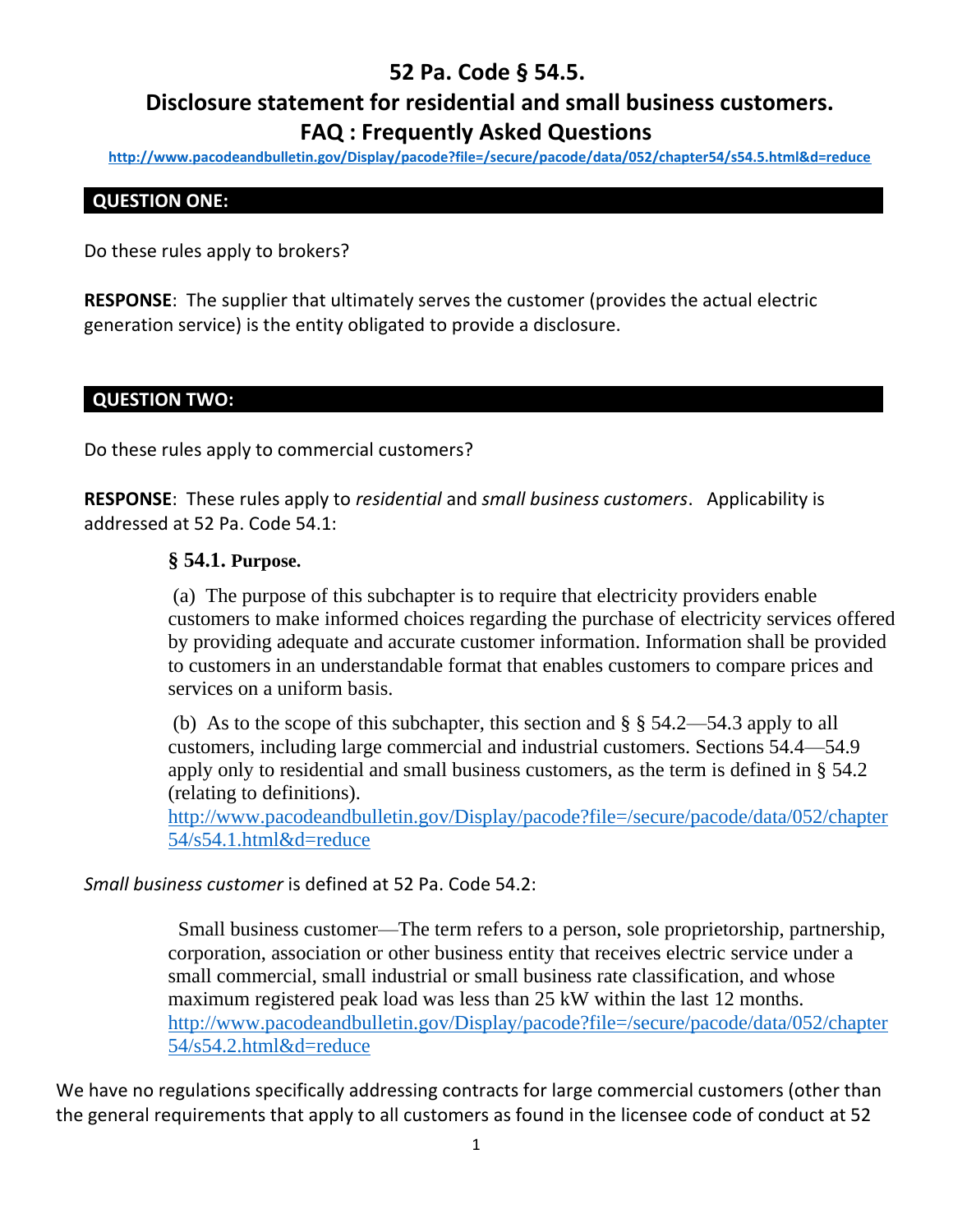# 52 Pa. Code § 54.5.

# Disclosure statement for residential and small business customers.

# FAQ : Frequently Asked Questions

http://www.pacodeandbulletin.gov/Display/pacode?file=/secure/pacode/data/052/chapter54/s54.5.html&d=reduce

## QUESTION ONE:

Do these rules apply to brokers?

**RESPONSE**: The supplier that ultimately serves the customer (provides the actual electric generation service) is the entity obligated to provide a disclosure.

## QUESTION TWO:

Do these rules apply to commercial customers?

**RESPONSE**: These rules apply to *residential* and *small business customers*. Applicability is addressed at 52 Pa. Code 54.1:

> **§ 54.1. Purpose.**
>
> (a) The purpose of this subchapter is to require that electricity providers enable customers to make informed choices regarding the purchase of electricity services offered by providing adequate and accurate customer information. Information shall be provided to customers in an understandable format that enables customers to compare prices and services on a uniform basis.
>
> (b) As to the scope of this subchapter, this section and § § 54.2—54.3 apply to all customers, including large commercial and industrial customers. Sections 54.4—54.9 apply only to residential and small business customers, as the term is defined in § 54.2 (relating to definitions).
> http://www.pacodeandbulletin.gov/Display/pacode?file=/secure/pacode/data/052/chapter54/s54.1.html&d=reduce

*Small business customer* is defined at 52 Pa. Code 54.2:

> Small business customer—The term refers to a person, sole proprietorship, partnership, corporation, association or other business entity that receives electric service under a small commercial, small industrial or small business rate classification, and whose maximum registered peak load was less than 25 kW within the last 12 months.
> http://www.pacodeandbulletin.gov/Display/pacode?file=/secure/pacode/data/052/chapter54/s54.2.html&d=reduce

We have no regulations specifically addressing contracts for large commercial customers (other than the general requirements that apply to all customers as found in the licensee code of conduct at 52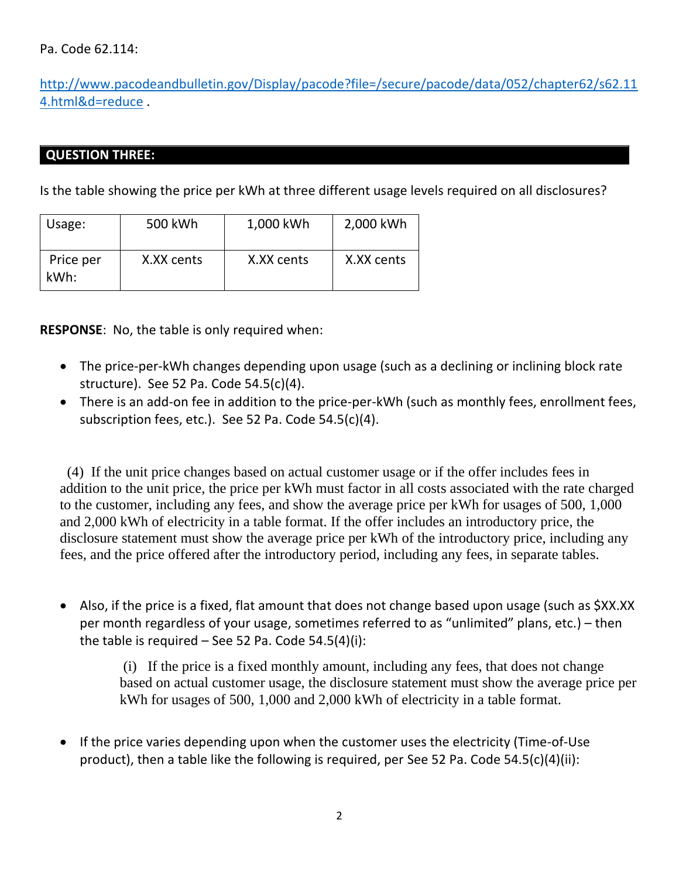Pa. Code 62.114:

http://www.pacodeandbulletin.gov/Display/pacode?file=/secure/pacode/data/052/chapter62/s62.114.html&d=reduce .

## QUESTION THREE:

Is the table showing the price per kWh at three different usage levels required on all disclosures?

| Usage: | 500 kWh | 1,000 kWh | 2,000 kWh |
|---|---|---|---|
| Price per kWh: | X.XX cents | X.XX cents | X.XX cents |

**RESPONSE**: No, the table is only required when:

- The price-per-kWh changes depending upon usage (such as a declining or inclining block rate structure). See 52 Pa. Code 54.5(c)(4).
- There is an add-on fee in addition to the price-per-kWh (such as monthly fees, enrollment fees, subscription fees, etc.). See 52 Pa. Code 54.5(c)(4).

> (4) If the unit price changes based on actual customer usage or if the offer includes fees in addition to the unit price, the price per kWh must factor in all costs associated with the rate charged to the customer, including any fees, and show the average price per kWh for usages of 500, 1,000 and 2,000 kWh of electricity in a table format. If the offer includes an introductory price, the disclosure statement must show the average price per kWh of the introductory price, including any fees, and the price offered after the introductory period, including any fees, in separate tables.

- Also, if the price is a fixed, flat amount that does not change based upon usage (such as $XX.XX per month regardless of your usage, sometimes referred to as "unlimited" plans, etc.) – then the table is required – See 52 Pa. Code 54.5(4)(i):

> (i) If the price is a fixed monthly amount, including any fees, that does not change based on actual customer usage, the disclosure statement must show the average price per kWh for usages of 500, 1,000 and 2,000 kWh of electricity in a table format.

- If the price varies depending upon when the customer uses the electricity (Time-of-Use product), then a table like the following is required, per See 52 Pa. Code 54.5(c)(4)(ii):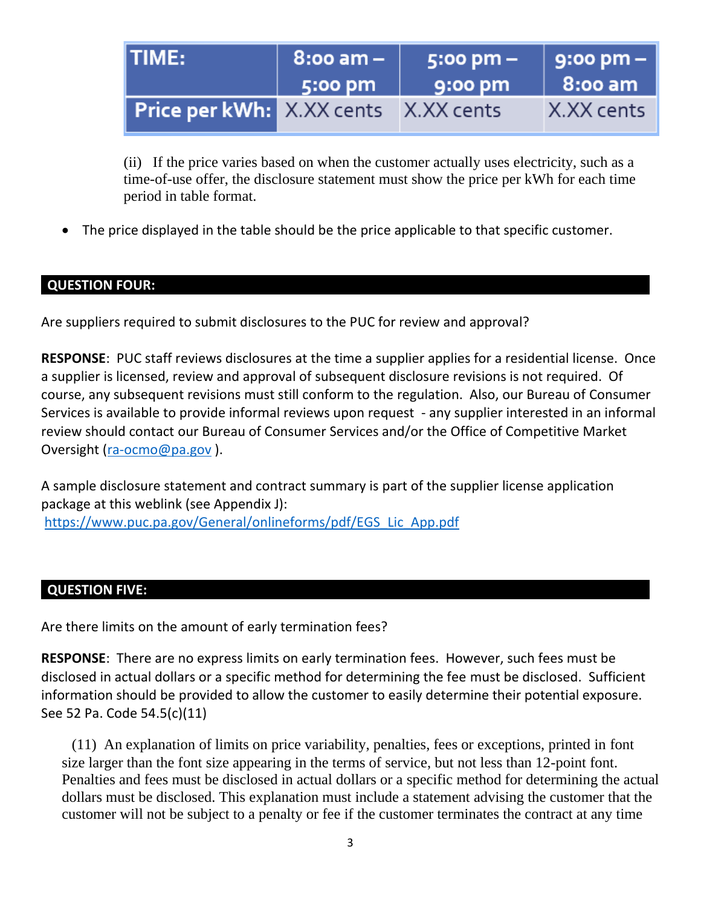| TIME: | 8:00 am – 5:00 pm | 5:00 pm – 9:00 pm | 9:00 pm – 8:00 am |
|---|---|---|---|
| Price per kWh: | X.XX cents | X.XX cents | X.XX cents |

(ii) If the price varies based on when the customer actually uses electricity, such as a time-of-use offer, the disclosure statement must show the price per kWh for each time period in table format.

- The price displayed in the table should be the price applicable to that specific customer.

## QUESTION FOUR:

Are suppliers required to submit disclosures to the PUC for review and approval?

**RESPONSE**: PUC staff reviews disclosures at the time a supplier applies for a residential license. Once a supplier is licensed, review and approval of subsequent disclosure revisions is not required. Of course, any subsequent revisions must still conform to the regulation. Also, our Bureau of Consumer Services is available to provide informal reviews upon request - any supplier interested in an informal review should contact our Bureau of Consumer Services and/or the Office of Competitive Market Oversight (ra-ocmo@pa.gov ).

A sample disclosure statement and contract summary is part of the supplier license application package at this weblink (see Appendix J):
https://www.puc.pa.gov/General/onlineforms/pdf/EGS_Lic_App.pdf

## QUESTION FIVE:

Are there limits on the amount of early termination fees?

**RESPONSE**: There are no express limits on early termination fees. However, such fees must be disclosed in actual dollars or a specific method for determining the fee must be disclosed. Sufficient information should be provided to allow the customer to easily determine their potential exposure. See 52 Pa. Code 54.5(c)(11)

(11) An explanation of limits on price variability, penalties, fees or exceptions, printed in font size larger than the font size appearing in the terms of service, but not less than 12-point font. Penalties and fees must be disclosed in actual dollars or a specific method for determining the actual dollars must be disclosed. This explanation must include a statement advising the customer that the customer will not be subject to a penalty or fee if the customer terminates the contract at any time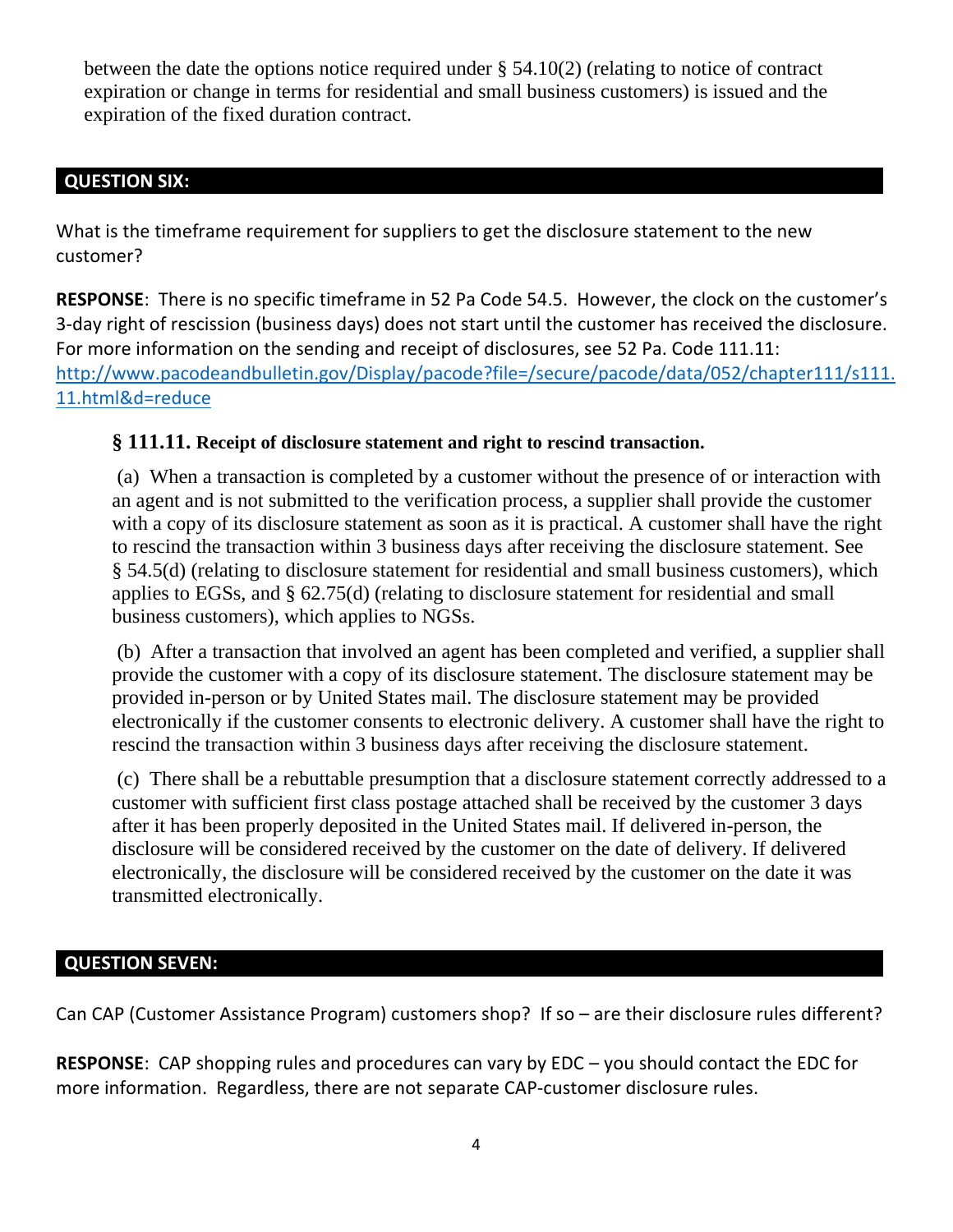between the date the options notice required under § 54.10(2) (relating to notice of contract expiration or change in terms for residential and small business customers) is issued and the expiration of the fixed duration contract.

## QUESTION SIX:

What is the timeframe requirement for suppliers to get the disclosure statement to the new customer?

**RESPONSE**: There is no specific timeframe in 52 Pa Code 54.5. However, the clock on the customer's 3-day right of rescission (business days) does not start until the customer has received the disclosure. For more information on the sending and receipt of disclosures, see 52 Pa. Code 111.11: [http://www.pacodeandbulletin.gov/Display/pacode?file=/secure/pacode/data/052/chapter111/s111.11.html&d=reduce](http://www.pacodeandbulletin.gov/Display/pacode?file=/secure/pacode/data/052/chapter111/s111.11.html&d=reduce)

> **§ 111.11. Receipt of disclosure statement and right to rescind transaction.**
>
> (a) When a transaction is completed by a customer without the presence of or interaction with an agent and is not submitted to the verification process, a supplier shall provide the customer with a copy of its disclosure statement as soon as it is practical. A customer shall have the right to rescind the transaction within 3 business days after receiving the disclosure statement. See § 54.5(d) (relating to disclosure statement for residential and small business customers), which applies to EGSs, and § 62.75(d) (relating to disclosure statement for residential and small business customers), which applies to NGSs.
>
> (b) After a transaction that involved an agent has been completed and verified, a supplier shall provide the customer with a copy of its disclosure statement. The disclosure statement may be provided in-person or by United States mail. The disclosure statement may be provided electronically if the customer consents to electronic delivery. A customer shall have the right to rescind the transaction within 3 business days after receiving the disclosure statement.
>
> (c) There shall be a rebuttable presumption that a disclosure statement correctly addressed to a customer with sufficient first class postage attached shall be received by the customer 3 days after it has been properly deposited in the United States mail. If delivered in-person, the disclosure will be considered received by the customer on the date of delivery. If delivered electronically, the disclosure will be considered received by the customer on the date it was transmitted electronically.

## QUESTION SEVEN:

Can CAP (Customer Assistance Program) customers shop? If so – are their disclosure rules different?

**RESPONSE**: CAP shopping rules and procedures can vary by EDC – you should contact the EDC for more information. Regardless, there are not separate CAP-customer disclosure rules.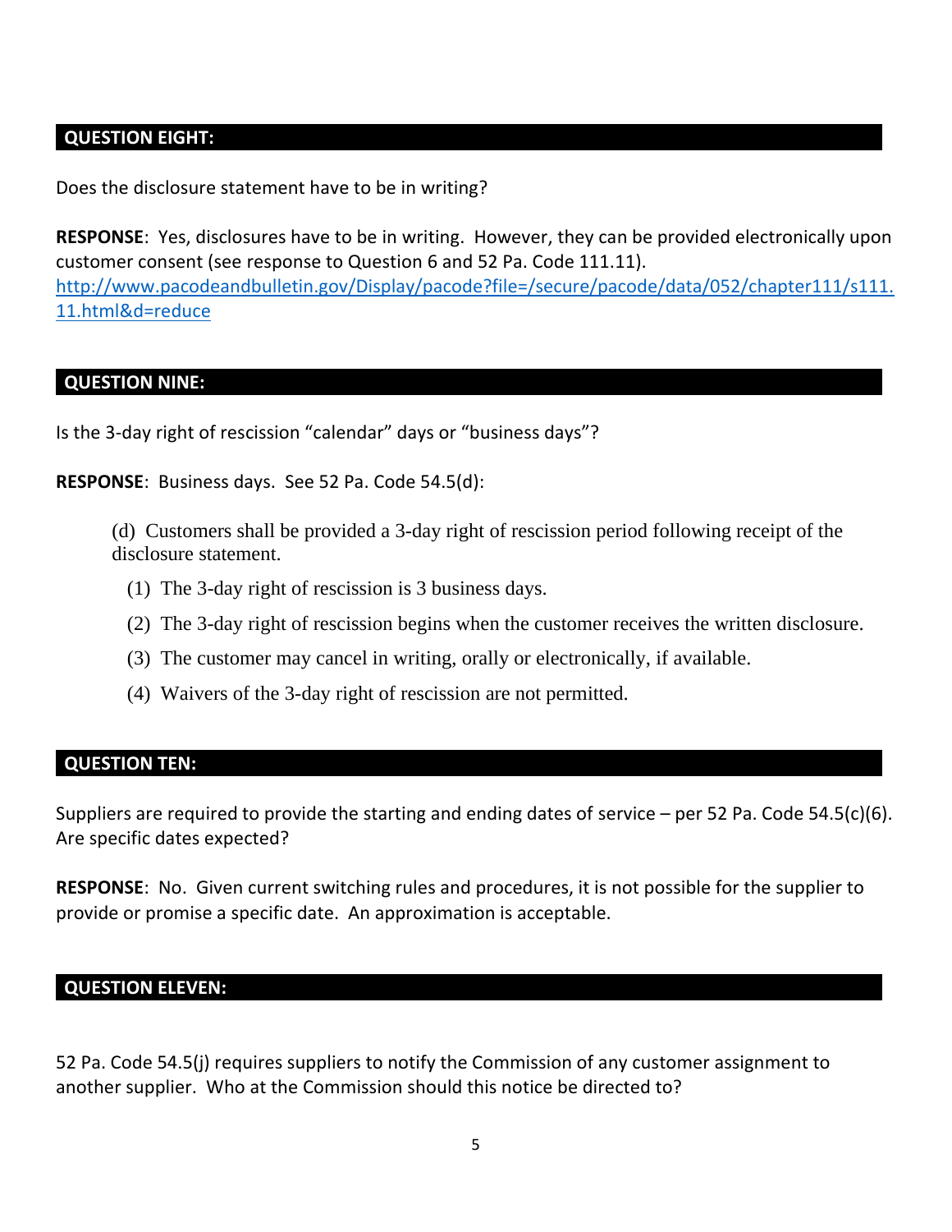## QUESTION EIGHT:

Does the disclosure statement have to be in writing?

**RESPONSE**: Yes, disclosures have to be in writing. However, they can be provided electronically upon customer consent (see response to Question 6 and 52 Pa. Code 111.11). [http://www.pacodeandbulletin.gov/Display/pacode?file=/secure/pacode/data/052/chapter111/s111.11.html&d=reduce](http://www.pacodeandbulletin.gov/Display/pacode?file=/secure/pacode/data/052/chapter111/s111.11.html&d=reduce)

## QUESTION NINE:

Is the 3-day right of rescission "calendar" days or "business days"?

**RESPONSE**: Business days. See 52 Pa. Code 54.5(d):

> (d) Customers shall be provided a 3-day right of rescission period following receipt of the disclosure statement.
>
> (1) The 3-day right of rescission is 3 business days.
>
> (2) The 3-day right of rescission begins when the customer receives the written disclosure.
>
> (3) The customer may cancel in writing, orally or electronically, if available.
>
> (4) Waivers of the 3-day right of rescission are not permitted.

## QUESTION TEN:

Suppliers are required to provide the starting and ending dates of service – per 52 Pa. Code 54.5(c)(6). Are specific dates expected?

**RESPONSE**: No. Given current switching rules and procedures, it is not possible for the supplier to provide or promise a specific date. An approximation is acceptable.

## QUESTION ELEVEN:

52 Pa. Code 54.5(j) requires suppliers to notify the Commission of any customer assignment to another supplier. Who at the Commission should this notice be directed to?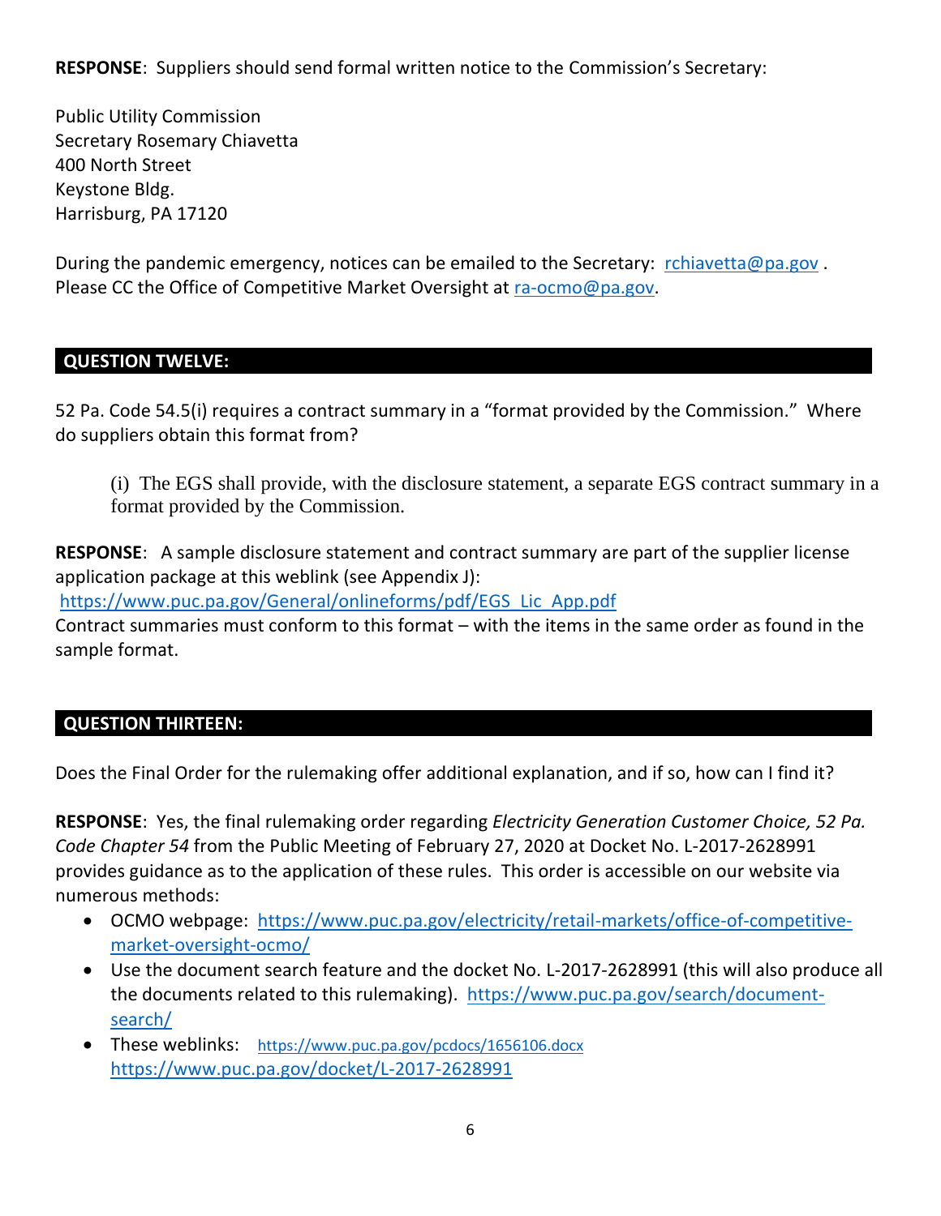**RESPONSE**: Suppliers should send formal written notice to the Commission's Secretary:

Public Utility Commission  
Secretary Rosemary Chiavetta  
400 North Street  
Keystone Bldg.  
Harrisburg, PA 17120

During the pandemic emergency, notices can be emailed to the Secretary: rchiavetta@pa.gov . Please CC the Office of Competitive Market Oversight at ra-ocmo@pa.gov.

## QUESTION TWELVE:

52 Pa. Code 54.5(i) requires a contract summary in a "format provided by the Commission." Where do suppliers obtain this format from?

> (i) The EGS shall provide, with the disclosure statement, a separate EGS contract summary in a format provided by the Commission.

**RESPONSE**: A sample disclosure statement and contract summary are part of the supplier license application package at this weblink (see Appendix J): https://www.puc.pa.gov/General/onlineforms/pdf/EGS_Lic_App.pdf  
Contract summaries must conform to this format – with the items in the same order as found in the sample format.

## QUESTION THIRTEEN:

Does the Final Order for the rulemaking offer additional explanation, and if so, how can I find it?

**RESPONSE**: Yes, the final rulemaking order regarding *Electricity Generation Customer Choice, 52 Pa. Code Chapter 54* from the Public Meeting of February 27, 2020 at Docket No. L-2017-2628991 provides guidance as to the application of these rules. This order is accessible on our website via numerous methods:

- OCMO webpage: https://www.puc.pa.gov/electricity/retail-markets/office-of-competitive-market-oversight-ocmo/
- Use the document search feature and the docket No. L-2017-2628991 (this will also produce all the documents related to this rulemaking). https://www.puc.pa.gov/search/document-search/
- These weblinks: https://www.puc.pa.gov/pcdocs/1656106.docx https://www.puc.pa.gov/docket/L-2017-2628991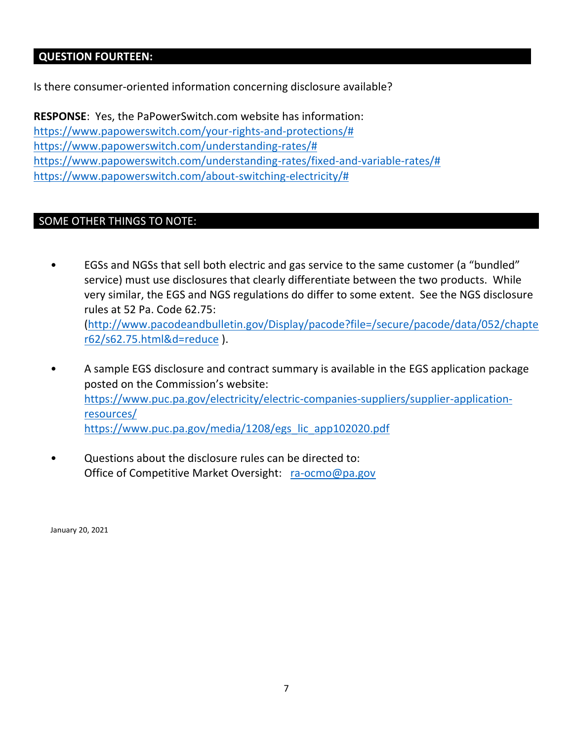## QUESTION FOURTEEN:

Is there consumer-oriented information concerning disclosure available?

**RESPONSE**: Yes, the PaPowerSwitch.com website has information:
https://www.papowerswitch.com/your-rights-and-protections/#
https://www.papowerswitch.com/understanding-rates/#
https://www.papowerswitch.com/understanding-rates/fixed-and-variable-rates/#
https://www.papowerswitch.com/about-switching-electricity/#

## SOME OTHER THINGS TO NOTE:

- EGSs and NGSs that sell both electric and gas service to the same customer (a "bundled" service) must use disclosures that clearly differentiate between the two products. While very similar, the EGS and NGS regulations do differ to some extent. See the NGS disclosure rules at 52 Pa. Code 62.75: (http://www.pacodeandbulletin.gov/Display/pacode?file=/secure/pacode/data/052/chapter62/s62.75.html&d=reduce ).

- A sample EGS disclosure and contract summary is available in the EGS application package posted on the Commission's website:
  https://www.puc.pa.gov/electricity/electric-companies-suppliers/supplier-application-resources/
  https://www.puc.pa.gov/media/1208/egs_lic_app102020.pdf

- Questions about the disclosure rules can be directed to:
  Office of Competitive Market Oversight: ra-ocmo@pa.gov

January 20, 2021